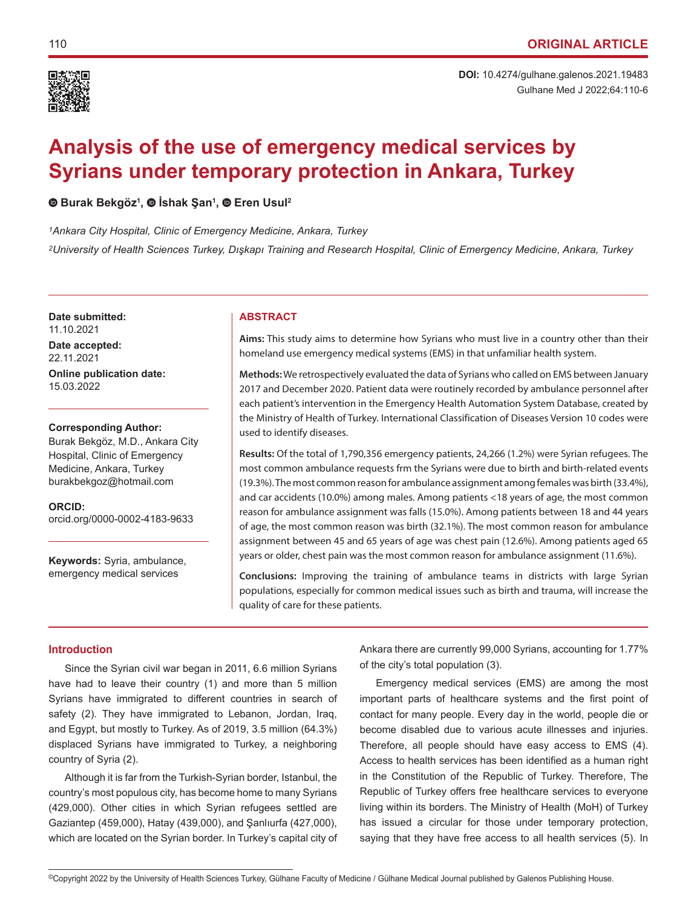ORIGINAL ARTICLE

**DOI:** 10.4274/gulhane.galenos.2021.19483

# Analysis of the use of emergency medical services by Syrians under temporary protection in Ankara, Turkey

**Burak Bekgöz[1], İshak Şan[1], Eren Usul[2]**

*[1]Ankara City Hospital, Clinic of Emergency Medicine, Ankara, Turkey*

*[2]University of Health Sciences Turkey, Dışkapı Training and Research Hospital, Clinic of Emergency Medicine, Ankara, Turkey*

**Date submitted:**
11.10.2021

**Date accepted:**
22.11.2021

**Online publication date:**
15.03.2022

**Corresponding Author:**
Burak Bekgöz, M.D., Ankara City Hospital, Clinic of Emergency Medicine, Ankara, Turkey
burakbekgoz@hotmail.com

**ORCID:**
orcid.org/0000-0002-4183-9633

**Keywords:** Syria, ambulance, emergency medical services

## ABSTRACT

**Aims:** This study aims to determine how Syrians who must live in a country other than their homeland use emergency medical systems (EMS) in that unfamiliar health system.

**Methods:** We retrospectively evaluated the data of Syrians who called on EMS between January 2017 and December 2020. Patient data were routinely recorded by ambulance personnel after each patient's intervention in the Emergency Health Automation System Database, created by the Ministry of Health of Turkey. International Classification of Diseases Version 10 codes were used to identify diseases.

**Results:** Of the total of 1,790,356 emergency patients, 24,266 (1.2%) were Syrian refugees. The most common ambulance requests frm the Syrians were due to birth and birth-related events (19.3%). The most common reason for ambulance assignment among females was birth (33.4%), and car accidents (10.0%) among males. Among patients <18 years of age, the most common reason for ambulance assignment was falls (15.0%). Among patients between 18 and 44 years of age, the most common reason was birth (32.1%). The most common reason for ambulance assignment between 45 and 65 years of age was chest pain (12.6%). Among patients aged 65 years or older, chest pain was the most common reason for ambulance assignment (11.6%).

**Conclusions:** Improving the training of ambulance teams in districts with large Syrian populations, especially for common medical issues such as birth and trauma, will increase the quality of care for these patients.

## Introduction

Since the Syrian civil war began in 2011, 6.6 million Syrians have had to leave their country (1) and more than 5 million Syrians have immigrated to different countries in search of safety (2). They have immigrated to Lebanon, Jordan, Iraq, and Egypt, but mostly to Turkey. As of 2019, 3.5 million (64.3%) displaced Syrians have immigrated to Turkey, a neighboring country of Syria (2).

Although it is far from the Turkish-Syrian border, Istanbul, the country's most populous city, has become home to many Syrians (429,000). Other cities in which Syrian refugees settled are Gaziantep (459,000), Hatay (439,000), and Şanlıurfa (427,000), which are located on the Syrian border. In Turkey's capital city of Ankara there are currently 99,000 Syrians, accounting for 1.77% of the city's total population (3).

Emergency medical services (EMS) are among the most important parts of healthcare systems and the first point of contact for many people. Every day in the world, people die or become disabled due to various acute illnesses and injuries. Therefore, all people should have easy access to EMS (4). Access to health services has been identified as a human right in the Constitution of the Republic of Turkey. Therefore, The Republic of Turkey offers free healthcare services to everyone living within its borders. The Ministry of Health (MoH) of Turkey has issued a circular for those under temporary protection, saying that they have free access to all health services (5). In

©Copyright 2022 by the University of Health Sciences Turkey, Gülhane Faculty of Medicine / Gülhane Medical Journal published by Galenos Publishing House.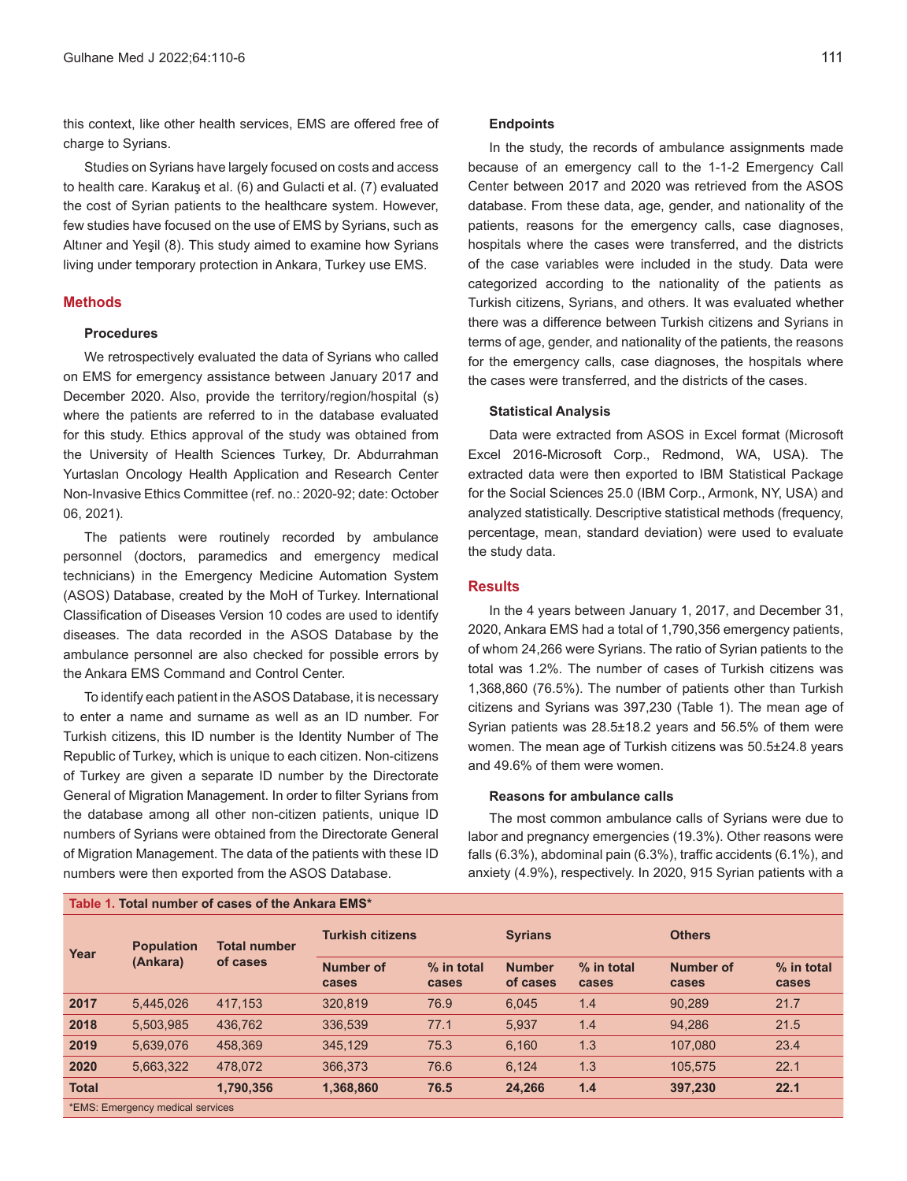this context, like other health services, EMS are offered free of charge to Syrians.

Studies on Syrians have largely focused on costs and access to health care. Karakuş et al. (6) and Gulacti et al. (7) evaluated the cost of Syrian patients to the healthcare system. However, few studies have focused on the use of EMS by Syrians, such as Altıner and Yeşil (8). This study aimed to examine how Syrians living under temporary protection in Ankara, Turkey use EMS.

## Methods

### Procedures

We retrospectively evaluated the data of Syrians who called on EMS for emergency assistance between January 2017 and December 2020. Also, provide the territory/region/hospital (s) where the patients are referred to in the database evaluated for this study. Ethics approval of the study was obtained from the University of Health Sciences Turkey, Dr. Abdurrahman Yurtaslan Oncology Health Application and Research Center Non-Invasive Ethics Committee (ref. no.: 2020-92; date: October 06, 2021).

The patients were routinely recorded by ambulance personnel (doctors, paramedics and emergency medical technicians) in the Emergency Medicine Automation System (ASOS) Database, created by the MoH of Turkey. International Classification of Diseases Version 10 codes are used to identify diseases. The data recorded in the ASOS Database by the ambulance personnel are also checked for possible errors by the Ankara EMS Command and Control Center.

To identify each patient in the ASOS Database, it is necessary to enter a name and surname as well as an ID number. For Turkish citizens, this ID number is the Identity Number of The Republic of Turkey, which is unique to each citizen. Non-citizens of Turkey are given a separate ID number by the Directorate General of Migration Management. In order to filter Syrians from the database among all other non-citizen patients, unique ID numbers of Syrians were obtained from the Directorate General of Migration Management. The data of the patients with these ID numbers were then exported from the ASOS Database.

### Endpoints

In the study, the records of ambulance assignments made because of an emergency call to the 1-1-2 Emergency Call Center between 2017 and 2020 was retrieved from the ASOS database. From these data, age, gender, and nationality of the patients, reasons for the emergency calls, case diagnoses, hospitals where the cases were transferred, and the districts of the case variables were included in the study. Data were categorized according to the nationality of the patients as Turkish citizens, Syrians, and others. It was evaluated whether there was a difference between Turkish citizens and Syrians in terms of age, gender, and nationality of the patients, the reasons for the emergency calls, case diagnoses, the hospitals where the cases were transferred, and the districts of the cases.

### Statistical Analysis

Data were extracted from ASOS in Excel format (Microsoft Excel 2016-Microsoft Corp., Redmond, WA, USA). The extracted data were then exported to IBM Statistical Package for the Social Sciences 25.0 (IBM Corp., Armonk, NY, USA) and analyzed statistically. Descriptive statistical methods (frequency, percentage, mean, standard deviation) were used to evaluate the study data.

## Results

In the 4 years between January 1, 2017, and December 31, 2020, Ankara EMS had a total of 1,790,356 emergency patients, of whom 24,266 were Syrians. The ratio of Syrian patients to the total was 1.2%. The number of cases of Turkish citizens was 1,368,860 (76.5%). The number of patients other than Turkish citizens and Syrians was 397,230 (Table 1). The mean age of Syrian patients was 28.5±18.2 years and 56.5% of them were women. The mean age of Turkish citizens was 50.5±24.8 years and 49.6% of them were women.

### Reasons for ambulance calls

The most common ambulance calls of Syrians were due to labor and pregnancy emergencies (19.3%). Other reasons were falls (6.3%), abdominal pain (6.3%), traffic accidents (6.1%), and anxiety (4.9%), respectively. In 2020, 915 Syrian patients with a

**Table 1. Total number of cases of the Ankara EMS***

| Year | Population (Ankara) | Total number of cases | Turkish citizens | | Syrians | | Others | |
|---|---|---|---|---|---|---|---|---|
| | | | Number of cases | % in total cases | Number of cases | % in total cases | Number of cases | % in total cases |
| **2017** | 5,445,026 | 417,153 | 320,819 | 76.9 | 6,045 | 1.4 | 90,289 | 21.7 |
| **2018** | 5,503,985 | 436,762 | 336,539 | 77.1 | 5,937 | 1.4 | 94,286 | 21.5 |
| **2019** | 5,639,076 | 458,369 | 345,129 | 75.3 | 6,160 | 1.3 | 107,080 | 23.4 |
| **2020** | 5,663,322 | 478,072 | 366,373 | 76.6 | 6,124 | 1.3 | 105,575 | 22.1 |
| **Total** | | **1,790,356** | **1,368,860** | **76.5** | **24,266** | **1.4** | **397,230** | **22.1** |

*EMS: Emergency medical services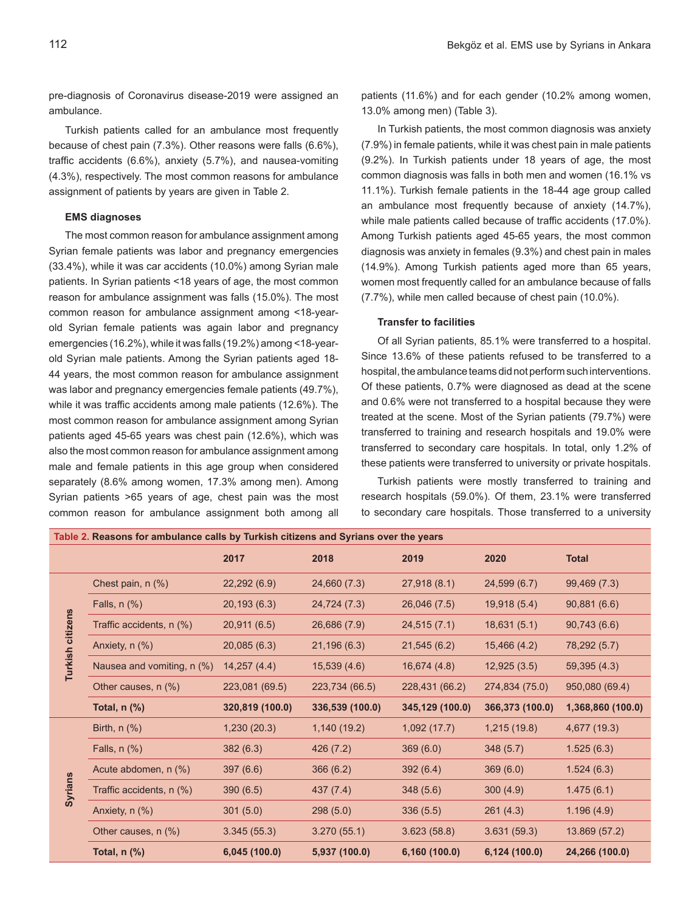pre-diagnosis of Coronavirus disease-2019 were assigned an ambulance.

Turkish patients called for an ambulance most frequently because of chest pain (7.3%). Other reasons were falls (6.6%), traffic accidents (6.6%), anxiety (5.7%), and nausea-vomiting (4.3%), respectively. The most common reasons for ambulance assignment of patients by years are given in Table 2.

#### EMS diagnoses

The most common reason for ambulance assignment among Syrian female patients was labor and pregnancy emergencies (33.4%), while it was car accidents (10.0%) among Syrian male patients. In Syrian patients <18 years of age, the most common reason for ambulance assignment was falls (15.0%). The most common reason for ambulance assignment among <18-year-old Syrian female patients was again labor and pregnancy emergencies (16.2%), while it was falls (19.2%) among <18-year-old Syrian male patients. Among the Syrian patients aged 18-44 years, the most common reason for ambulance assignment was labor and pregnancy emergencies female patients (49.7%), while it was traffic accidents among male patients (12.6%). The most common reason for ambulance assignment among Syrian patients aged 45-65 years was chest pain (12.6%), which was also the most common reason for ambulance assignment among male and female patients in this age group when considered separately (8.6% among women, 17.3% among men). Among Syrian patients >65 years of age, chest pain was the most common reason for ambulance assignment both among all patients (11.6%) and for each gender (10.2% among women, 13.0% among men) (Table 3).

In Turkish patients, the most common diagnosis was anxiety (7.9%) in female patients, while it was chest pain in male patients (9.2%). In Turkish patients under 18 years of age, the most common diagnosis was falls in both men and women (16.1% vs 11.1%). Turkish female patients in the 18-44 age group called an ambulance most frequently because of anxiety (14.7%), while male patients called because of traffic accidents (17.0%). Among Turkish patients aged 45-65 years, the most common diagnosis was anxiety in females (9.3%) and chest pain in males (14.9%). Among Turkish patients aged more than 65 years, women most frequently called for an ambulance because of falls (7.7%), while men called because of chest pain (10.0%).

#### Transfer to facilities

Of all Syrian patients, 85.1% were transferred to a hospital. Since 13.6% of these patients refused to be transferred to a hospital, the ambulance teams did not perform such interventions. Of these patients, 0.7% were diagnosed as dead at the scene and 0.6% were not transferred to a hospital because they were treated at the scene. Most of the Syrian patients (79.7%) were transferred to training and research hospitals and 19.0% were transferred to secondary care hospitals. In total, only 1.2% of these patients were transferred to university or private hospitals.

Turkish patients were mostly transferred to training and research hospitals (59.0%). Of them, 23.1% were transferred to secondary care hospitals. Those transferred to a university

**Table 2. Reasons for ambulance calls by Turkish citizens and Syrians over the years**

| | | 2017 | 2018 | 2019 | 2020 | Total |
|---|---|---|---|---|---|---|
| Turkish citizens | Chest pain, n (%) | 22,292 (6.9) | 24,660 (7.3) | 27,918 (8.1) | 24,599 (6.7) | 99,469 (7.3) |
| | Falls, n (%) | 20,193 (6.3) | 24,724 (7.3) | 26,046 (7.5) | 19,918 (5.4) | 90,881 (6.6) |
| | Traffic accidents, n (%) | 20,911 (6.5) | 26,686 (7.9) | 24,515 (7.1) | 18,631 (5.1) | 90,743 (6.6) |
| | Anxiety, n (%) | 20,085 (6.3) | 21,196 (6.3) | 21,545 (6.2) | 15,466 (4.2) | 78,292 (5.7) |
| | Nausea and vomiting, n (%) | 14,257 (4.4) | 15,539 (4.6) | 16,674 (4.8) | 12,925 (3.5) | 59,395 (4.3) |
| | Other causes, n (%) | 223,081 (69.5) | 223,734 (66.5) | 228,431 (66.2) | 274,834 (75.0) | 950,080 (69.4) |
| | **Total, n (%)** | **320,819 (100.0)** | **336,539 (100.0)** | **345,129 (100.0)** | **366,373 (100.0)** | **1,368,860 (100.0)** |
| Syrians | Birth, n (%) | 1,230 (20.3) | 1,140 (19.2) | 1,092 (17.7) | 1,215 (19.8) | 4,677 (19.3) |
| | Falls, n (%) | 382 (6.3) | 426 (7.2) | 369 (6.0) | 348 (5.7) | 1.525 (6.3) |
| | Acute abdomen, n (%) | 397 (6.6) | 366 (6.2) | 392 (6.4) | 369 (6.0) | 1.524 (6.3) |
| | Traffic accidents, n (%) | 390 (6.5) | 437 (7.4) | 348 (5.6) | 300 (4.9) | 1.475 (6.1) |
| | Anxiety, n (%) | 301 (5.0) | 298 (5.0) | 336 (5.5) | 261 (4.3) | 1.196 (4.9) |
| | Other causes, n (%) | 3.345 (55.3) | 3.270 (55.1) | 3.623 (58.8) | 3.631 (59.3) | 13.869 (57.2) |
| | **Total, n (%)** | **6,045 (100.0)** | **5,937 (100.0)** | **6,160 (100.0)** | **6,124 (100.0)** | **24,266 (100.0)** |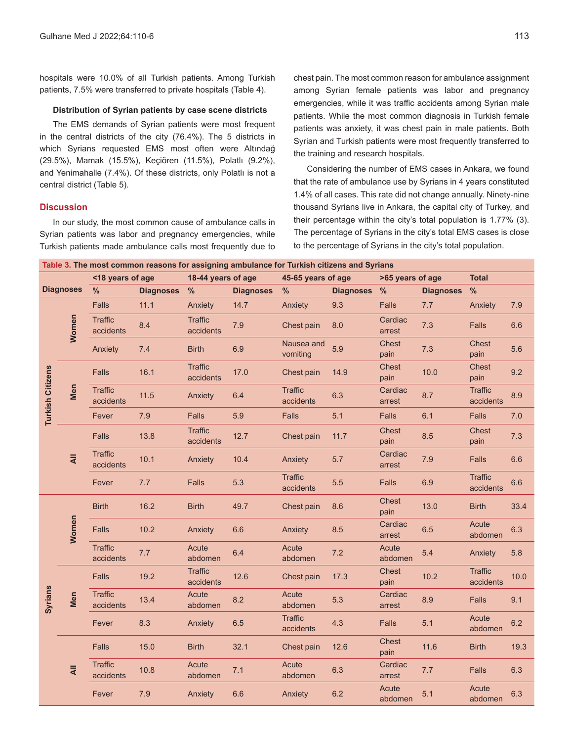hospitals were 10.0% of all Turkish patients. Among Turkish patients, 7.5% were transferred to private hospitals (Table 4).

### Distribution of Syrian patients by case scene districts

The EMS demands of Syrian patients were most frequent in the central districts of the city (76.4%). The 5 districts in which Syrians requested EMS most often were Altındağ (29.5%), Mamak (15.5%), Keçiören (11.5%), Polatlı (9.2%), and Yenimahalle (7.4%). Of these districts, only Polatlı is not a central district (Table 5).

## Discussion

In our study, the most common cause of ambulance calls in Syrian patients was labor and pregnancy emergencies, while Turkish patients made ambulance calls most frequently due to chest pain. The most common reason for ambulance assignment among Syrian female patients was labor and pregnancy emergencies, while it was traffic accidents among Syrian male patients. While the most common diagnosis in Turkish female patients was anxiety, it was chest pain in male patients. Both Syrian and Turkish patients were most frequently transferred to the training and research hospitals.

Considering the number of EMS cases in Ankara, we found that the rate of ambulance use by Syrians in 4 years constituted 1.4% of all cases. This rate did not change annually. Ninety-nine thousand Syrians live in Ankara, the capital city of Turkey, and their percentage within the city's total population is 1.77% (3). The percentage of Syrians in the city's total EMS cases is close to the percentage of Syrians in the city's total population.

**Table 3. The most common reasons for assigning ambulance for Turkish citizens and Syrians**

| Diagnoses | | <18 years of age | | 18-44 years of age | | 45-65 years of age | | >65 years of age | | Total | |
|---|---|---|---|---|---|---|---|---|---|---|---|
| | | % | Diagnoses | % | Diagnoses | % | Diagnoses | % | Diagnoses | % | |
| Turkish Citizens | Women | Falls | 11.1 | Anxiety | 14.7 | Anxiety | 9.3 | Falls | 7.7 | Anxiety | 7.9 |
| | | Traffic accidents | 8.4 | Traffic accidents | 7.9 | Chest pain | 8.0 | Cardiac arrest | 7.3 | Falls | 6.6 |
| | | Anxiety | 7.4 | Birth | 6.9 | Nausea and vomiting | 5.9 | Chest pain | 7.3 | Chest pain | 5.6 |
| | Men | Falls | 16.1 | Traffic accidents | 17.0 | Chest pain | 14.9 | Chest pain | 10.0 | Chest pain | 9.2 |
| | | Traffic accidents | 11.5 | Anxiety | 6.4 | Traffic accidents | 6.3 | Cardiac arrest | 8.7 | Traffic accidents | 8.9 |
| | | Fever | 7.9 | Falls | 5.9 | Falls | 5.1 | Falls | 6.1 | Falls | 7.0 |
| | All | Falls | 13.8 | Traffic accidents | 12.7 | Chest pain | 11.7 | Chest pain | 8.5 | Chest pain | 7.3 |
| | | Traffic accidents | 10.1 | Anxiety | 10.4 | Anxiety | 5.7 | Cardiac arrest | 7.9 | Falls | 6.6 |
| | | Fever | 7.7 | Falls | 5.3 | Traffic accidents | 5.5 | Falls | 6.9 | Traffic accidents | 6.6 |
| Syrians | Women | Birth | 16.2 | Birth | 49.7 | Chest pain | 8.6 | Chest pain | 13.0 | Birth | 33.4 |
| | | Falls | 10.2 | Anxiety | 6.6 | Anxiety | 8.5 | Cardiac arrest | 6.5 | Acute abdomen | 6.3 |
| | | Traffic accidents | 7.7 | Acute abdomen | 6.4 | Acute abdomen | 7.2 | Acute abdomen | 5.4 | Anxiety | 5.8 |
| | Men | Falls | 19.2 | Traffic accidents | 12.6 | Chest pain | 17.3 | Chest pain | 10.2 | Traffic accidents | 10.0 |
| | | Traffic accidents | 13.4 | Acute abdomen | 8.2 | Acute abdomen | 5.3 | Cardiac arrest | 8.9 | Falls | 9.1 |
| | | Fever | 8.3 | Anxiety | 6.5 | Traffic accidents | 4.3 | Falls | 5.1 | Acute abdomen | 6.2 |
| | All | Falls | 15.0 | Birth | 32.1 | Chest pain | 12.6 | Chest pain | 11.6 | Birth | 19.3 |
| | | Traffic accidents | 10.8 | Acute abdomen | 7.1 | Acute abdomen | 6.3 | Cardiac arrest | 7.7 | Falls | 6.3 |
| | | Fever | 7.9 | Anxiety | 6.6 | Anxiety | 6.2 | Acute abdomen | 5.1 | Acute abdomen | 6.3 |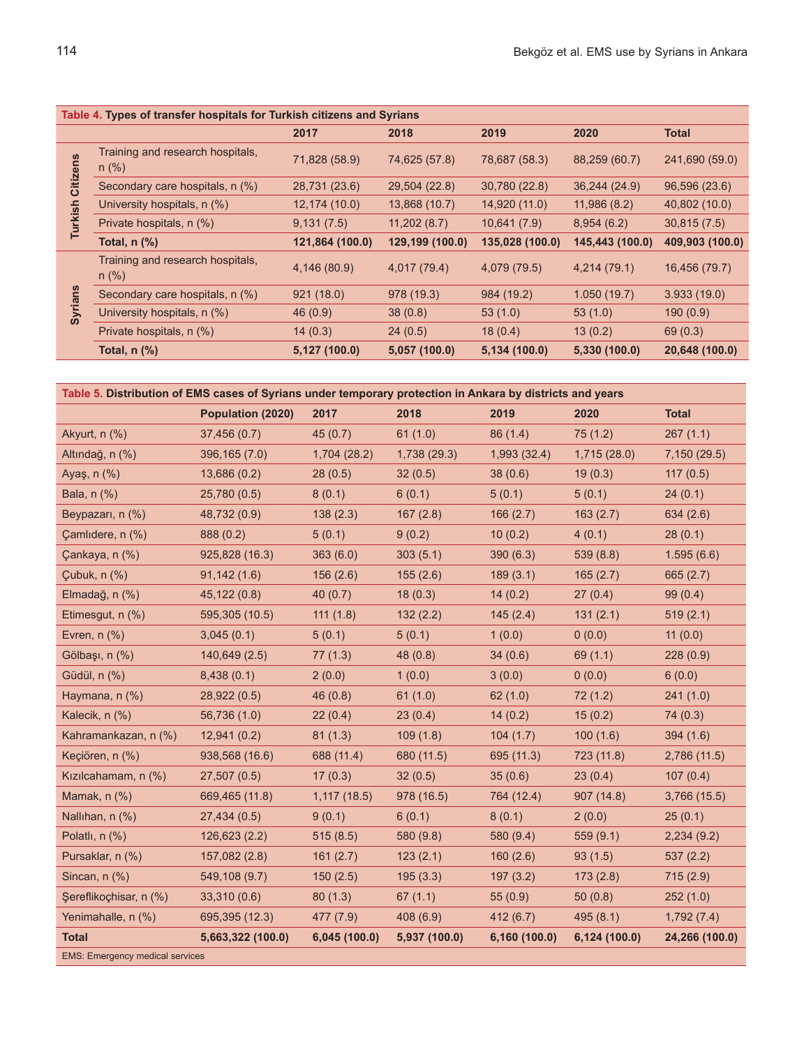**Table 4. Types of transfer hospitals for Turkish citizens and Syrians**

| | | 2017 | 2018 | 2019 | 2020 | Total |
|---|---|---|---|---|---|---|
| Turkish Citizens | Training and research hospitals, n (%) | 71,828 (58.9) | 74,625 (57.8) | 78,687 (58.3) | 88,259 (60.7) | 241,690 (59.0) |
| | Secondary care hospitals, n (%) | 28,731 (23.6) | 29,504 (22.8) | 30,780 (22.8) | 36,244 (24.9) | 96,596 (23.6) |
| | University hospitals, n (%) | 12,174 (10.0) | 13,868 (10.7) | 14,920 (11.0) | 11,986 (8.2) | 40,802 (10.0) |
| | Private hospitals, n (%) | 9,131 (7.5) | 11,202 (8.7) | 10,641 (7.9) | 8,954 (6.2) | 30,815 (7.5) |
| | **Total, n (%)** | **121,864 (100.0)** | **129,199 (100.0)** | **135,028 (100.0)** | **145,443 (100.0)** | **409,903 (100.0)** |
| Syrians | Training and research hospitals, n (%) | 4,146 (80.9) | 4,017 (79.4) | 4,079 (79.5) | 4,214 (79.1) | 16,456 (79.7) |
| | Secondary care hospitals, n (%) | 921 (18.0) | 978 (19.3) | 984 (19.2) | 1.050 (19.7) | 3.933 (19.0) |
| | University hospitals, n (%) | 46 (0.9) | 38 (0.8) | 53 (1.0) | 53 (1.0) | 190 (0.9) |
| | Private hospitals, n (%) | 14 (0.3) | 24 (0.5) | 18 (0.4) | 13 (0.2) | 69 (0.3) |
| | **Total, n (%)** | **5,127 (100.0)** | **5,057 (100.0)** | **5,134 (100.0)** | **5,330 (100.0)** | **20,648 (100.0)** |

**Table 5. Distribution of EMS cases of Syrians under temporary protection in Ankara by districts and years**

| | Population (2020) | 2017 | 2018 | 2019 | 2020 | Total |
|---|---|---|---|---|---|---|
| Akyurt, n (%) | 37,456 (0.7) | 45 (0.7) | 61 (1.0) | 86 (1.4) | 75 (1.2) | 267 (1.1) |
| Altındağ, n (%) | 396,165 (7.0) | 1,704 (28.2) | 1,738 (29.3) | 1,993 (32.4) | 1,715 (28.0) | 7,150 (29.5) |
| Ayaş, n (%) | 13,686 (0.2) | 28 (0.5) | 32 (0.5) | 38 (0.6) | 19 (0.3) | 117 (0.5) |
| Bala, n (%) | 25,780 (0.5) | 8 (0.1) | 6 (0.1) | 5 (0.1) | 5 (0.1) | 24 (0.1) |
| Beypazarı, n (%) | 48,732 (0.9) | 138 (2.3) | 167 (2.8) | 166 (2.7) | 163 (2.7) | 634 (2.6) |
| Çamlıdere, n (%) | 888 (0.2) | 5 (0.1) | 9 (0.2) | 10 (0.2) | 4 (0.1) | 28 (0.1) |
| Çankaya, n (%) | 925,828 (16.3) | 363 (6.0) | 303 (5.1) | 390 (6.3) | 539 (8.8) | 1.595 (6.6) |
| Çubuk, n (%) | 91,142 (1.6) | 156 (2.6) | 155 (2.6) | 189 (3.1) | 165 (2.7) | 665 (2.7) |
| Elmadağ, n (%) | 45,122 (0.8) | 40 (0.7) | 18 (0.3) | 14 (0.2) | 27 (0.4) | 99 (0.4) |
| Etimesgut, n (%) | 595,305 (10.5) | 111 (1.8) | 132 (2.2) | 145 (2.4) | 131 (2.1) | 519 (2.1) |
| Evren, n (%) | 3,045 (0.1) | 5 (0.1) | 5 (0.1) | 1 (0.0) | 0 (0.0) | 11 (0.0) |
| Gölbaşı, n (%) | 140,649 (2.5) | 77 (1.3) | 48 (0.8) | 34 (0.6) | 69 (1.1) | 228 (0.9) |
| Güdül, n (%) | 8,438 (0.1) | 2 (0.0) | 1 (0.0) | 3 (0.0) | 0 (0.0) | 6 (0.0) |
| Haymana, n (%) | 28,922 (0.5) | 46 (0.8) | 61 (1.0) | 62 (1.0) | 72 (1.2) | 241 (1.0) |
| Kalecik, n (%) | 56,736 (1.0) | 22 (0.4) | 23 (0.4) | 14 (0.2) | 15 (0.2) | 74 (0.3) |
| Kahramankazan, n (%) | 12,941 (0.2) | 81 (1.3) | 109 (1.8) | 104 (1.7) | 100 (1.6) | 394 (1.6) |
| Keçiören, n (%) | 938,568 (16.6) | 688 (11.4) | 680 (11.5) | 695 (11.3) | 723 (11.8) | 2,786 (11.5) |
| Kızılcahamam, n (%) | 27,507 (0.5) | 17 (0.3) | 32 (0.5) | 35 (0.6) | 23 (0.4) | 107 (0.4) |
| Mamak, n (%) | 669,465 (11.8) | 1,117 (18.5) | 978 (16.5) | 764 (12.4) | 907 (14.8) | 3,766 (15.5) |
| Nallıhan, n (%) | 27,434 (0.5) | 9 (0.1) | 6 (0.1) | 8 (0.1) | 2 (0.0) | 25 (0.1) |
| Polatlı, n (%) | 126,623 (2.2) | 515 (8.5) | 580 (9.8) | 580 (9.4) | 559 (9.1) | 2,234 (9.2) |
| Pursaklar, n (%) | 157,082 (2.8) | 161 (2.7) | 123 (2.1) | 160 (2.6) | 93 (1.5) | 537 (2.2) |
| Sincan, n (%) | 549,108 (9.7) | 150 (2.5) | 195 (3.3) | 197 (3.2) | 173 (2.8) | 715 (2.9) |
| Şereflikoçhisar, n (%) | 33,310 (0.6) | 80 (1.3) | 67 (1.1) | 55 (0.9) | 50 (0.8) | 252 (1.0) |
| Yenimahalle, n (%) | 695,395 (12.3) | 477 (7.9) | 408 (6.9) | 412 (6.7) | 495 (8.1) | 1,792 (7.4) |
| **Total** | **5,663,322 (100.0)** | **6,045 (100.0)** | **5,937 (100.0)** | **6,160 (100.0)** | **6,124 (100.0)** | **24,266 (100.0)** |

EMS: Emergency medical services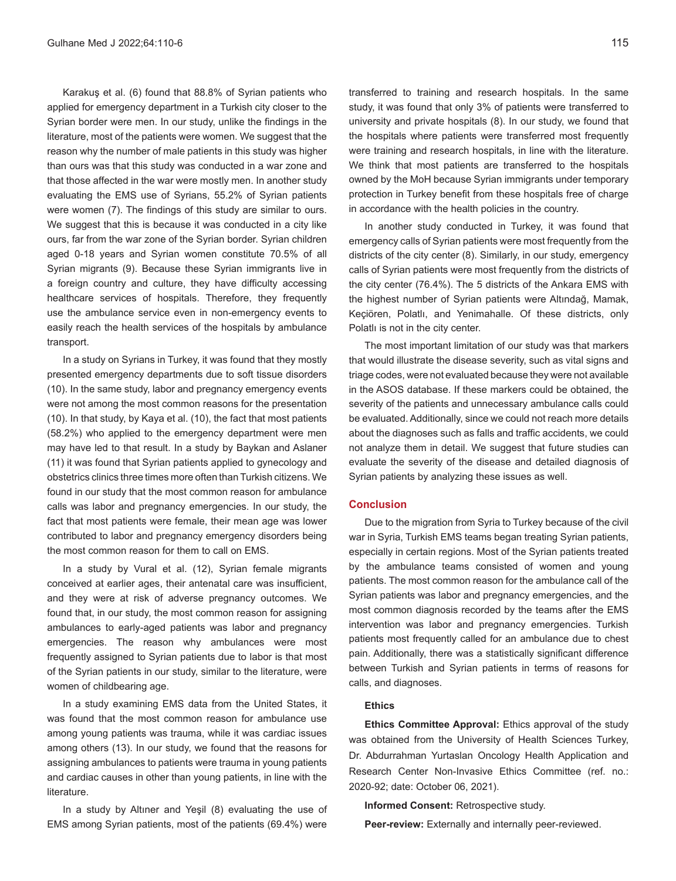Karakuş et al. (6) found that 88.8% of Syrian patients who applied for emergency department in a Turkish city closer to the Syrian border were men. In our study, unlike the findings in the literature, most of the patients were women. We suggest that the reason why the number of male patients in this study was higher than ours was that this study was conducted in a war zone and that those affected in the war were mostly men. In another study evaluating the EMS use of Syrians, 55.2% of Syrian patients were women (7). The findings of this study are similar to ours. We suggest that this is because it was conducted in a city like ours, far from the war zone of the Syrian border. Syrian children aged 0-18 years and Syrian women constitute 70.5% of all Syrian migrants (9). Because these Syrian immigrants live in a foreign country and culture, they have difficulty accessing healthcare services of hospitals. Therefore, they frequently use the ambulance service even in non-emergency events to easily reach the health services of the hospitals by ambulance transport.

In a study on Syrians in Turkey, it was found that they mostly presented emergency departments due to soft tissue disorders (10). In the same study, labor and pregnancy emergency events were not among the most common reasons for the presentation (10). In that study, by Kaya et al. (10), the fact that most patients (58.2%) who applied to the emergency department were men may have led to that result. In a study by Baykan and Aslaner (11) it was found that Syrian patients applied to gynecology and obstetrics clinics three times more often than Turkish citizens. We found in our study that the most common reason for ambulance calls was labor and pregnancy emergencies. In our study, the fact that most patients were female, their mean age was lower contributed to labor and pregnancy emergency disorders being the most common reason for them to call on EMS.

In a study by Vural et al. (12), Syrian female migrants conceived at earlier ages, their antenatal care was insufficient, and they were at risk of adverse pregnancy outcomes. We found that, in our study, the most common reason for assigning ambulances to early-aged patients was labor and pregnancy emergencies. The reason why ambulances were most frequently assigned to Syrian patients due to labor is that most of the Syrian patients in our study, similar to the literature, were women of childbearing age.

In a study examining EMS data from the United States, it was found that the most common reason for ambulance use among young patients was trauma, while it was cardiac issues among others (13). In our study, we found that the reasons for assigning ambulances to patients were trauma in young patients and cardiac causes in other than young patients, in line with the literature.

In a study by Altıner and Yeşil (8) evaluating the use of EMS among Syrian patients, most of the patients (69.4%) were transferred to training and research hospitals. In the same study, it was found that only 3% of patients were transferred to university and private hospitals (8). In our study, we found that the hospitals where patients were transferred most frequently were training and research hospitals, in line with the literature. We think that most patients are transferred to the hospitals owned by the MoH because Syrian immigrants under temporary protection in Turkey benefit from these hospitals free of charge in accordance with the health policies in the country.

In another study conducted in Turkey, it was found that emergency calls of Syrian patients were most frequently from the districts of the city center (8). Similarly, in our study, emergency calls of Syrian patients were most frequently from the districts of the city center (76.4%). The 5 districts of the Ankara EMS with the highest number of Syrian patients were Altındağ, Mamak, Keçiören, Polatlı, and Yenimahalle. Of these districts, only Polatlı is not in the city center.

The most important limitation of our study was that markers that would illustrate the disease severity, such as vital signs and triage codes, were not evaluated because they were not available in the ASOS database. If these markers could be obtained, the severity of the patients and unnecessary ambulance calls could be evaluated. Additionally, since we could not reach more details about the diagnoses such as falls and traffic accidents, we could not analyze them in detail. We suggest that future studies can evaluate the severity of the disease and detailed diagnosis of Syrian patients by analyzing these issues as well.

## Conclusion

Due to the migration from Syria to Turkey because of the civil war in Syria, Turkish EMS teams began treating Syrian patients, especially in certain regions. Most of the Syrian patients treated by the ambulance teams consisted of women and young patients. The most common reason for the ambulance call of the Syrian patients was labor and pregnancy emergencies, and the most common diagnosis recorded by the teams after the EMS intervention was labor and pregnancy emergencies. Turkish patients most frequently called for an ambulance due to chest pain. Additionally, there was a statistically significant difference between Turkish and Syrian patients in terms of reasons for calls, and diagnoses.

### Ethics

**Ethics Committee Approval:** Ethics approval of the study was obtained from the University of Health Sciences Turkey, Dr. Abdurrahman Yurtaslan Oncology Health Application and Research Center Non-Invasive Ethics Committee (ref. no.: 2020-92; date: October 06, 2021).

**Informed Consent:** Retrospective study.

**Peer-review:** Externally and internally peer-reviewed.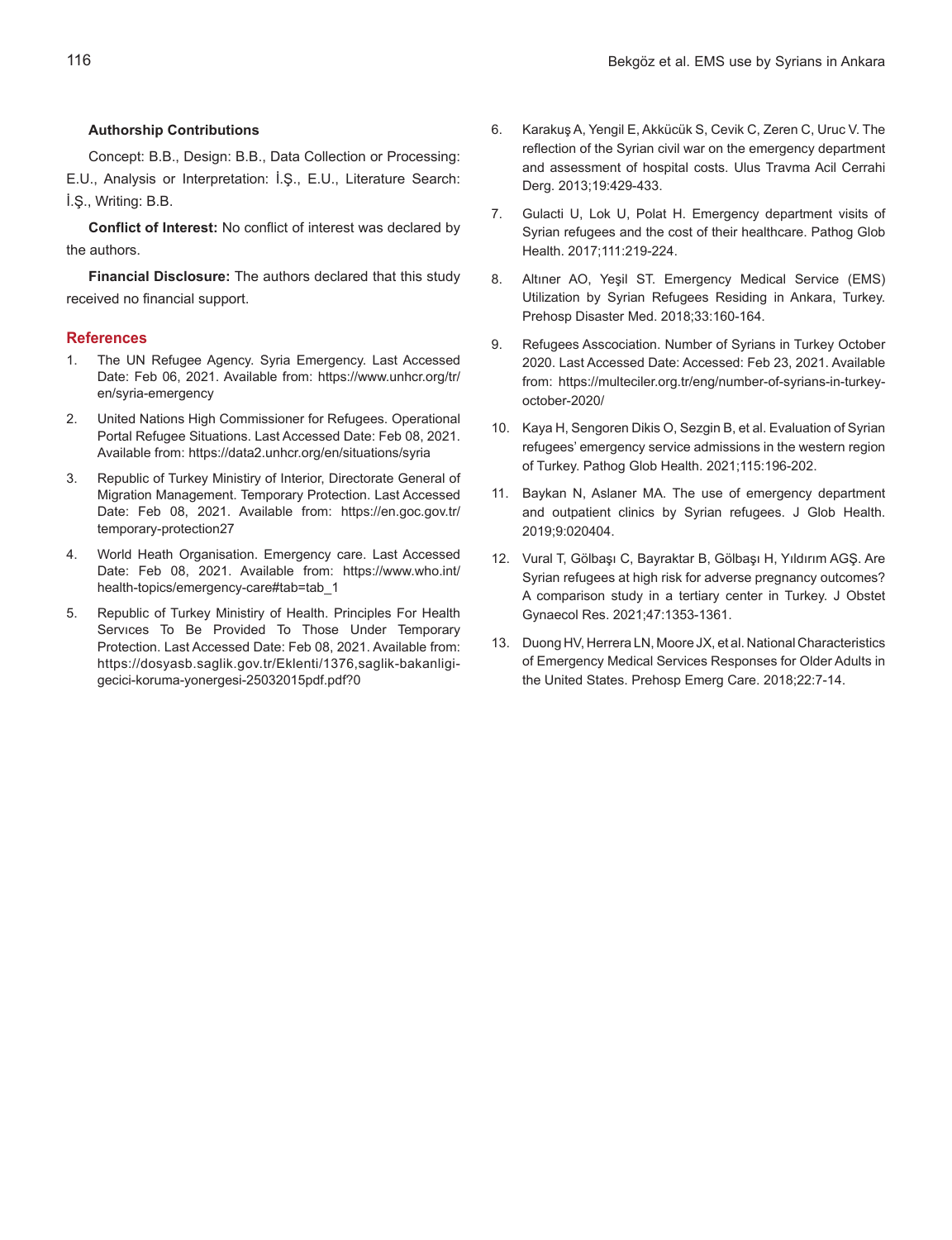**Authorship Contributions**

Concept: B.B., Design: B.B., Data Collection or Processing: E.U., Analysis or Interpretation: İ.Ş., E.U., Literature Search: İ.Ş., Writing: B.B.

**Conflict of Interest:** No conflict of interest was declared by the authors.

**Financial Disclosure:** The authors declared that this study received no financial support.

## References

1. The UN Refugee Agency. Syria Emergency. Last Accessed Date: Feb 06, 2021. Available from: https://www.unhcr.org/tr/en/syria-emergency
2. United Nations High Commissioner for Refugees. Operational Portal Refugee Situations. Last Accessed Date: Feb 08, 2021. Available from: https://data2.unhcr.org/en/situations/syria
3. Republic of Turkey Ministiry of Interior, Directorate General of Migration Management. Temporary Protection. Last Accessed Date: Feb 08, 2021. Available from: https://en.goc.gov.tr/temporary-protection27
4. World Heath Organisation. Emergency care. Last Accessed Date: Feb 08, 2021. Available from: https://www.who.int/health-topics/emergency-care#tab=tab_1
5. Republic of Turkey Ministiry of Health. Principles For Health Servıces To Be Provided To Those Under Temporary Protection. Last Accessed Date: Feb 08, 2021. Available from: https://dosyasb.saglik.gov.tr/Eklenti/1376,saglik-bakanligi-gecici-koruma-yonergesi-25032015pdf.pdf?0
6. Karakuş A, Yengil E, Akkücük S, Cevik C, Zeren C, Uruc V. The reflection of the Syrian civil war on the emergency department and assessment of hospital costs. Ulus Travma Acil Cerrahi Derg. 2013;19:429-433.
7. Gulacti U, Lok U, Polat H. Emergency department visits of Syrian refugees and the cost of their healthcare. Pathog Glob Health. 2017;111:219-224.
8. Altıner AO, Yeşil ST. Emergency Medical Service (EMS) Utilization by Syrian Refugees Residing in Ankara, Turkey. Prehosp Disaster Med. 2018;33:160-164.
9. Refugees Asscociation. Number of Syrians in Turkey October 2020. Last Accessed Date: Accessed: Feb 23, 2021. Available from: https://multeciler.org.tr/eng/number-of-syrians-in-turkey-october-2020/
10. Kaya H, Sengoren Dikis O, Sezgin B, et al. Evaluation of Syrian refugees' emergency service admissions in the western region of Turkey. Pathog Glob Health. 2021;115:196-202.
11. Baykan N, Aslaner MA. The use of emergency department and outpatient clinics by Syrian refugees. J Glob Health. 2019;9:020404.
12. Vural T, Gölbaşı C, Bayraktar B, Gölbaşı H, Yıldırım AGŞ. Are Syrian refugees at high risk for adverse pregnancy outcomes? A comparison study in a tertiary center in Turkey. J Obstet Gynaecol Res. 2021;47:1353-1361.
13. Duong HV, Herrera LN, Moore JX, et al. National Characteristics of Emergency Medical Services Responses for Older Adults in the United States. Prehosp Emerg Care. 2018;22:7-14.